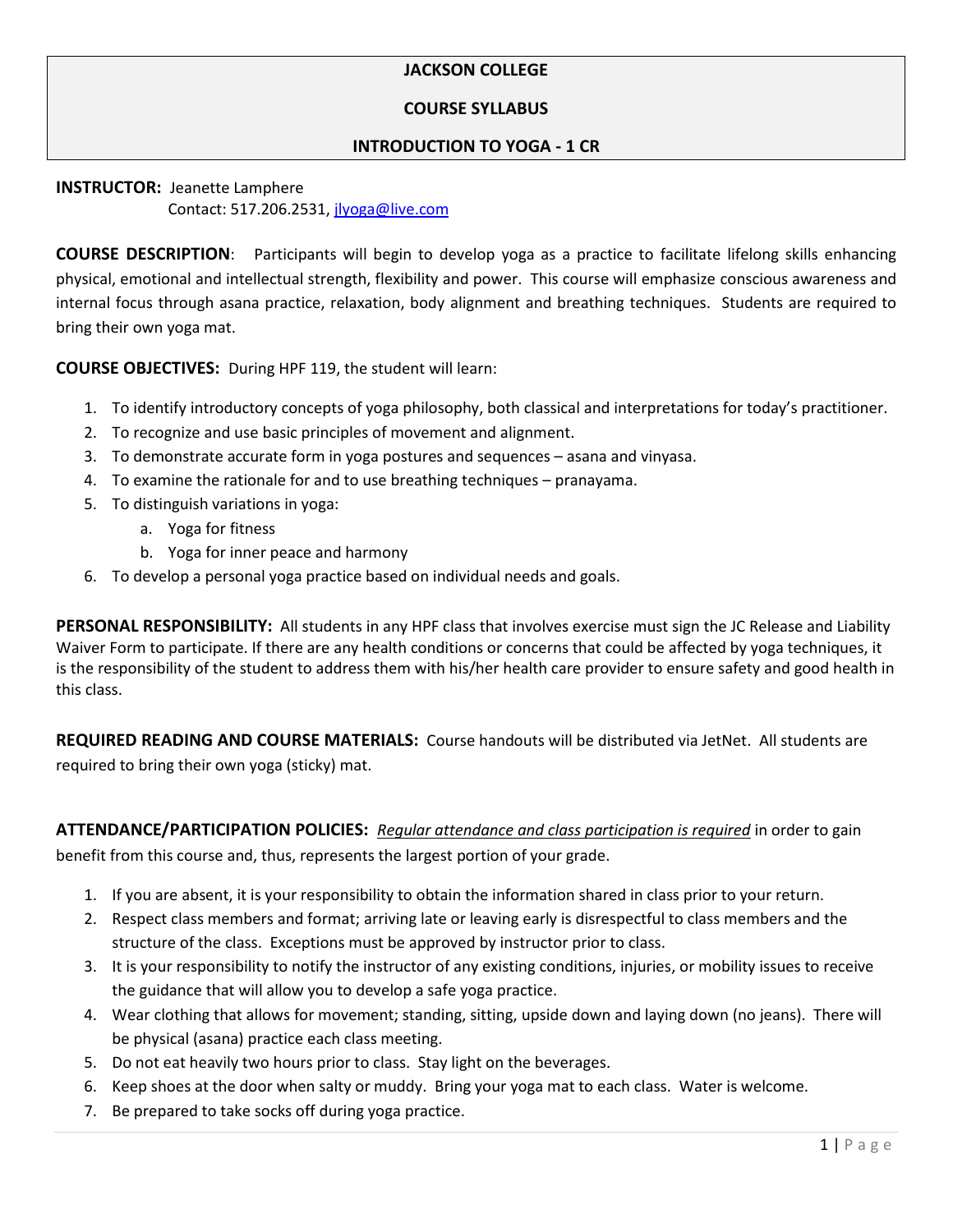# JACKSON COLLEGE

## COURSE SYLLABUS

## INTRODUCTION TO YOGA - 1 CR

**INSTRUCTOR:** Jeanette Lamphere
Contact: 517.206.2531, jlyoga@live.com

**COURSE DESCRIPTION**: Participants will begin to develop yoga as a practice to facilitate lifelong skills enhancing physical, emotional and intellectual strength, flexibility and power. This course will emphasize conscious awareness and internal focus through asana practice, relaxation, body alignment and breathing techniques. Students are required to bring their own yoga mat.

**COURSE OBJECTIVES:** During HPF 119, the student will learn:

1. To identify introductory concepts of yoga philosophy, both classical and interpretations for today's practitioner.
2. To recognize and use basic principles of movement and alignment.
3. To demonstrate accurate form in yoga postures and sequences – asana and vinyasa.
4. To examine the rationale for and to use breathing techniques – pranayama.
5. To distinguish variations in yoga:
   a. Yoga for fitness
   b. Yoga for inner peace and harmony
6. To develop a personal yoga practice based on individual needs and goals.

**PERSONAL RESPONSIBILITY:** All students in any HPF class that involves exercise must sign the JC Release and Liability Waiver Form to participate. If there are any health conditions or concerns that could be affected by yoga techniques, it is the responsibility of the student to address them with his/her health care provider to ensure safety and good health in this class.

**REQUIRED READING AND COURSE MATERIALS:** Course handouts will be distributed via JetNet. All students are required to bring their own yoga (sticky) mat.

**ATTENDANCE/PARTICIPATION POLICIES:** ***Regular attendance and class participation is required*** in order to gain benefit from this course and, thus, represents the largest portion of your grade.

1. If you are absent, it is your responsibility to obtain the information shared in class prior to your return.
2. Respect class members and format; arriving late or leaving early is disrespectful to class members and the structure of the class. Exceptions must be approved by instructor prior to class.
3. It is your responsibility to notify the instructor of any existing conditions, injuries, or mobility issues to receive the guidance that will allow you to develop a safe yoga practice.
4. Wear clothing that allows for movement; standing, sitting, upside down and laying down (no jeans). There will be physical (asana) practice each class meeting.
5. Do not eat heavily two hours prior to class. Stay light on the beverages.
6. Keep shoes at the door when salty or muddy. Bring your yoga mat to each class. Water is welcome.
7. Be prepared to take socks off during yoga practice.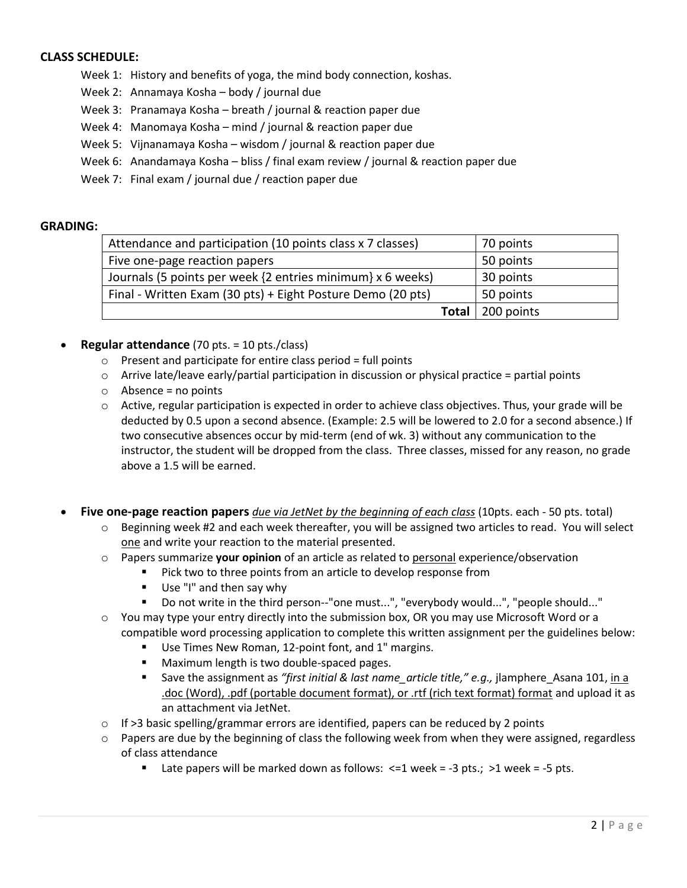**CLASS SCHEDULE:**

Week 1: History and benefits of yoga, the mind body connection, koshas.
Week 2: Annamaya Kosha – body / journal due
Week 3: Pranamaya Kosha – breath / journal & reaction paper due
Week 4: Manomaya Kosha – mind / journal & reaction paper due
Week 5: Vijnanamaya Kosha – wisdom / journal & reaction paper due
Week 6: Anandamaya Kosha – bliss / final exam review / journal & reaction paper due
Week 7: Final exam / journal due / reaction paper due

**GRADING:**

| | |
|---|---|
| Attendance and participation (10 points class x 7 classes) | 70 points |
| Five one-page reaction papers | 50 points |
| Journals (5 points per week {2 entries minimum} x 6 weeks) | 30 points |
| Final - Written Exam (30 pts) + Eight Posture Demo (20 pts) | 50 points |
| **Total** | 200 points |

- **Regular attendance** (70 pts. = 10 pts./class)
  - Present and participate for entire class period = full points
  - Arrive late/leave early/partial participation in discussion or physical practice = partial points
  - Absence = no points
  - Active, regular participation is expected in order to achieve class objectives. Thus, your grade will be deducted by 0.5 upon a second absence. (Example: 2.5 will be lowered to 2.0 for a second absence.) If two consecutive absences occur by mid-term (end of wk. 3) without any communication to the instructor, the student will be dropped from the class. Three classes, missed for any reason, no grade above a 1.5 will be earned.

- **Five one-page reaction papers** *due via JetNet by the beginning of each class* (10pts. each - 50 pts. total)
  - Beginning week #2 and each week thereafter, you will be assigned two articles to read. You will select one and write your reaction to the material presented.
  - Papers summarize **your opinion** of an article as related to personal experience/observation
    - Pick two to three points from an article to develop response from
    - Use "I" and then say why
    - Do not write in the third person--"one must...", "everybody would...", "people should..."
  - You may type your entry directly into the submission box, OR you may use Microsoft Word or a compatible word processing application to complete this written assignment per the guidelines below:
    - Use Times New Roman, 12-point font, and 1" margins.
    - Maximum length is two double-spaced pages.
    - Save the assignment as *"first initial & last name_article title," e.g.,* jlamphere_Asana 101, in a .doc (Word), .pdf (portable document format), or .rtf (rich text format) format and upload it as an attachment via JetNet.
  - If >3 basic spelling/grammar errors are identified, papers can be reduced by 2 points
  - Papers are due by the beginning of class the following week from when they were assigned, regardless of class attendance
    - Late papers will be marked down as follows: <=1 week = -3 pts.; >1 week = -5 pts.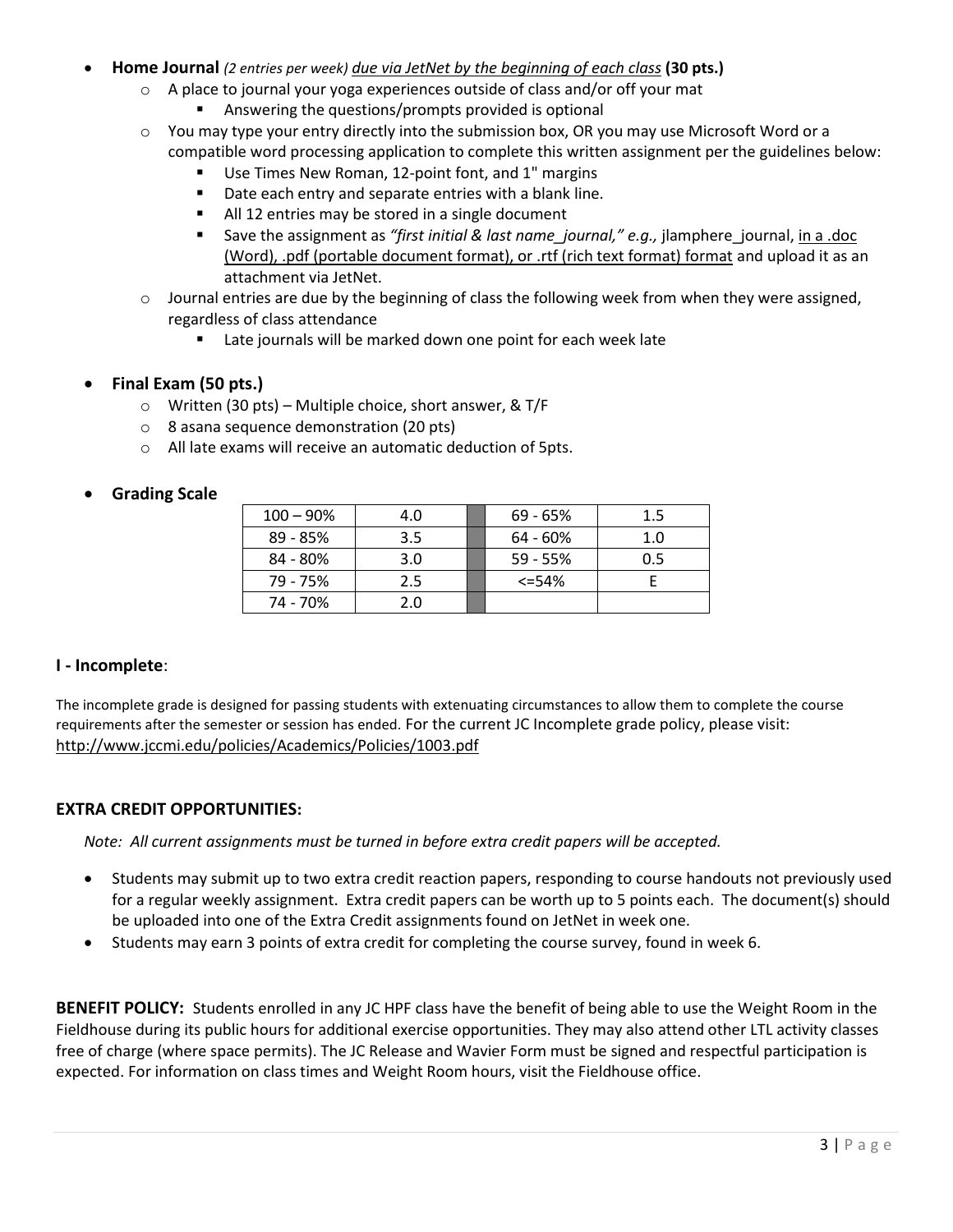- **Home Journal** *(2 entries per week)* *due via JetNet by the beginning of each class* **(30 pts.)**
  - A place to journal your yoga experiences outside of class and/or off your mat
    - Answering the questions/prompts provided is optional
  - You may type your entry directly into the submission box, OR you may use Microsoft Word or a compatible word processing application to complete this written assignment per the guidelines below:
    - Use Times New Roman, 12-point font, and 1" margins
    - Date each entry and separate entries with a blank line.
    - All 12 entries may be stored in a single document
    - Save the assignment as *"first initial & last name_journal," e.g.,* jlamphere_journal, in a .doc (Word), .pdf (portable document format), or .rtf (rich text format) format and upload it as an attachment via JetNet.
  - Journal entries are due by the beginning of class the following week from when they were assigned, regardless of class attendance
    - Late journals will be marked down one point for each week late

- **Final Exam (50 pts.)**
  - Written (30 pts) – Multiple choice, short answer, & T/F
  - 8 asana sequence demonstration (20 pts)
  - All late exams will receive an automatic deduction of 5pts.

- **Grading Scale**

| 100 – 90% | 4.0 | | 69 - 65% | 1.5 |
|---|---|---|---|---|
| 89 - 85% | 3.5 | | 64 - 60% | 1.0 |
| 84 - 80% | 3.0 | | 59 - 55% | 0.5 |
| 79 - 75% | 2.5 | | <=54% | E |
| 74 - 70% | 2.0 | | | |

### I - Incomplete:

The incomplete grade is designed for passing students with extenuating circumstances to allow them to complete the course requirements after the semester or session has ended. For the current JC Incomplete grade policy, please visit: http://www.jccmi.edu/policies/Academics/Policies/1003.pdf

### EXTRA CREDIT OPPORTUNITIES:

*Note: All current assignments must be turned in before extra credit papers will be accepted.*

- Students may submit up to two extra credit reaction papers, responding to course handouts not previously used for a regular weekly assignment. Extra credit papers can be worth up to 5 points each. The document(s) should be uploaded into one of the Extra Credit assignments found on JetNet in week one.
- Students may earn 3 points of extra credit for completing the course survey, found in week 6.

**BENEFIT POLICY:** Students enrolled in any JC HPF class have the benefit of being able to use the Weight Room in the Fieldhouse during its public hours for additional exercise opportunities. They may also attend other LTL activity classes free of charge (where space permits). The JC Release and Wavier Form must be signed and respectful participation is expected. For information on class times and Weight Room hours, visit the Fieldhouse office.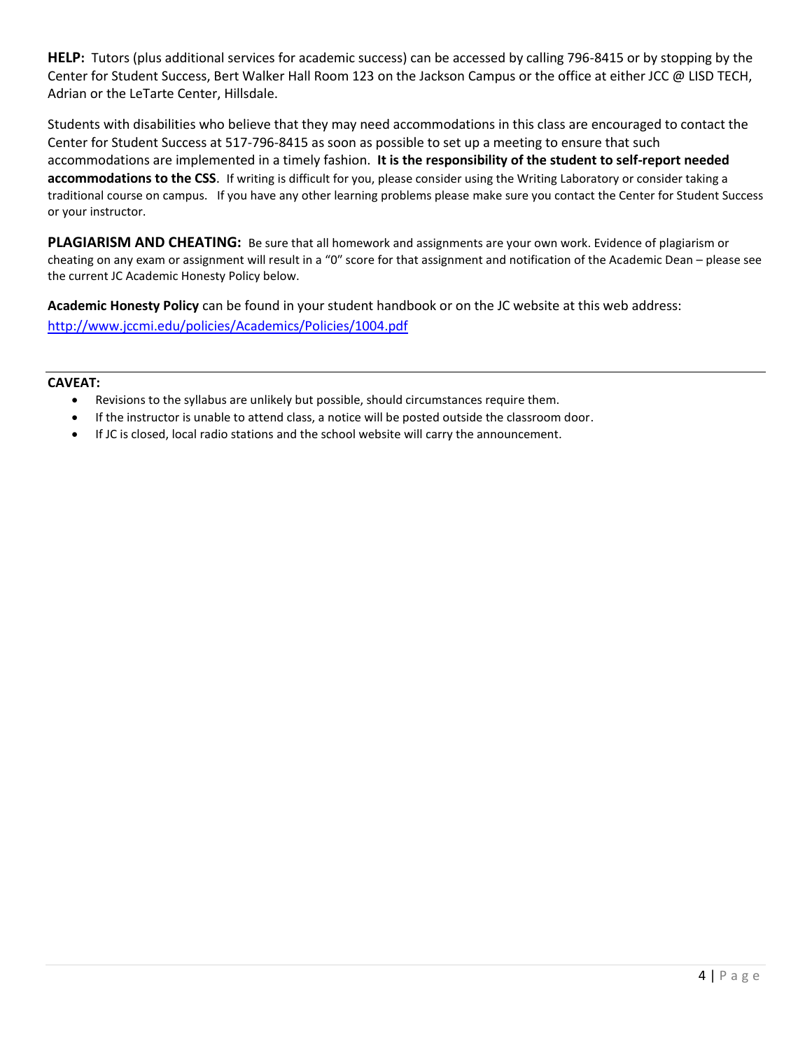**HELP:** Tutors (plus additional services for academic success) can be accessed by calling 796-8415 or by stopping by the Center for Student Success, Bert Walker Hall Room 123 on the Jackson Campus or the office at either JCC @ LISD TECH, Adrian or the LeTarte Center, Hillsdale.

Students with disabilities who believe that they may need accommodations in this class are encouraged to contact the Center for Student Success at 517-796-8415 as soon as possible to set up a meeting to ensure that such accommodations are implemented in a timely fashion. **It is the responsibility of the student to self-report needed accommodations to the CSS**. If writing is difficult for you, please consider using the Writing Laboratory or consider taking a traditional course on campus. If you have any other learning problems please make sure you contact the Center for Student Success or your instructor.

**PLAGIARISM AND CHEATING:** Be sure that all homework and assignments are your own work. Evidence of plagiarism or cheating on any exam or assignment will result in a "0" score for that assignment and notification of the Academic Dean – please see the current JC Academic Honesty Policy below.

**Academic Honesty Policy** can be found in your student handbook or on the JC website at this web address: http://www.jccmi.edu/policies/Academics/Policies/1004.pdf

---

**CAVEAT:**

- Revisions to the syllabus are unlikely but possible, should circumstances require them.
- If the instructor is unable to attend class, a notice will be posted outside the classroom door.
- If JC is closed, local radio stations and the school website will carry the announcement.